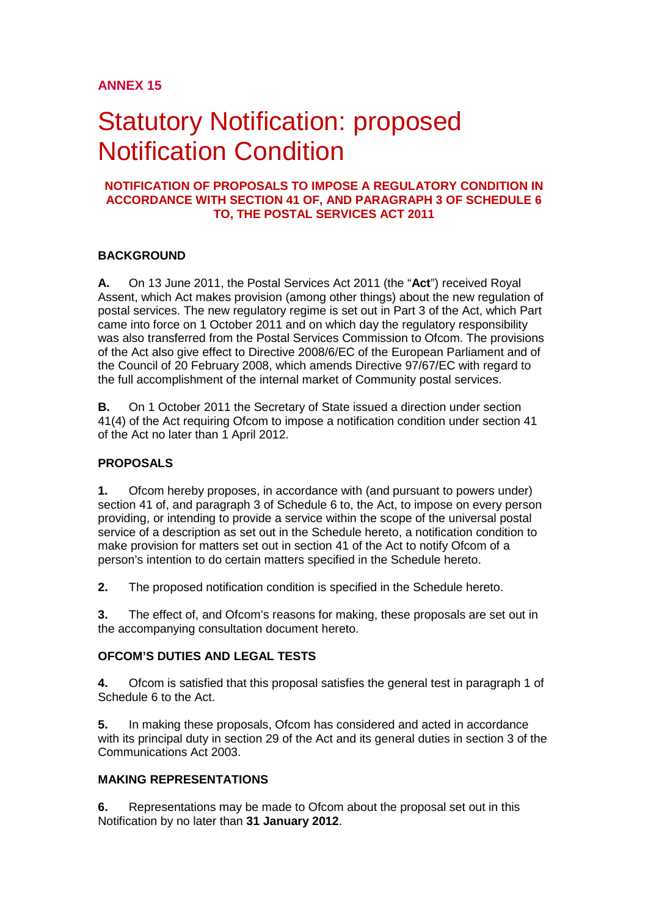**ANNEX 15**

# Statutory Notification: proposed Notification Condition

**NOTIFICATION OF PROPOSALS TO IMPOSE A REGULATORY CONDITION IN ACCORDANCE WITH SECTION 41 OF, AND PARAGRAPH 3 OF SCHEDULE 6 TO, THE POSTAL SERVICES ACT 2011**

## BACKGROUND

**A.** On 13 June 2011, the Postal Services Act 2011 (the "**Act**") received Royal Assent, which Act makes provision (among other things) about the new regulation of postal services. The new regulatory regime is set out in Part 3 of the Act, which Part came into force on 1 October 2011 and on which day the regulatory responsibility was also transferred from the Postal Services Commission to Ofcom. The provisions of the Act also give effect to Directive 2008/6/EC of the European Parliament and of the Council of 20 February 2008, which amends Directive 97/67/EC with regard to the full accomplishment of the internal market of Community postal services.

**B.** On 1 October 2011 the Secretary of State issued a direction under section 41(4) of the Act requiring Ofcom to impose a notification condition under section 41 of the Act no later than 1 April 2012.

## PROPOSALS

**1.** Ofcom hereby proposes, in accordance with (and pursuant to powers under) section 41 of, and paragraph 3 of Schedule 6 to, the Act, to impose on every person providing, or intending to provide a service within the scope of the universal postal service of a description as set out in the Schedule hereto, a notification condition to make provision for matters set out in section 41 of the Act to notify Ofcom of a person's intention to do certain matters specified in the Schedule hereto.

**2.** The proposed notification condition is specified in the Schedule hereto.

**3.** The effect of, and Ofcom's reasons for making, these proposals are set out in the accompanying consultation document hereto.

## OFCOM'S DUTIES AND LEGAL TESTS

**4.** Ofcom is satisfied that this proposal satisfies the general test in paragraph 1 of Schedule 6 to the Act.

**5.** In making these proposals, Ofcom has considered and acted in accordance with its principal duty in section 29 of the Act and its general duties in section 3 of the Communications Act 2003.

## MAKING REPRESENTATIONS

**6.** Representations may be made to Ofcom about the proposal set out in this Notification by no later than **31 January 2012**.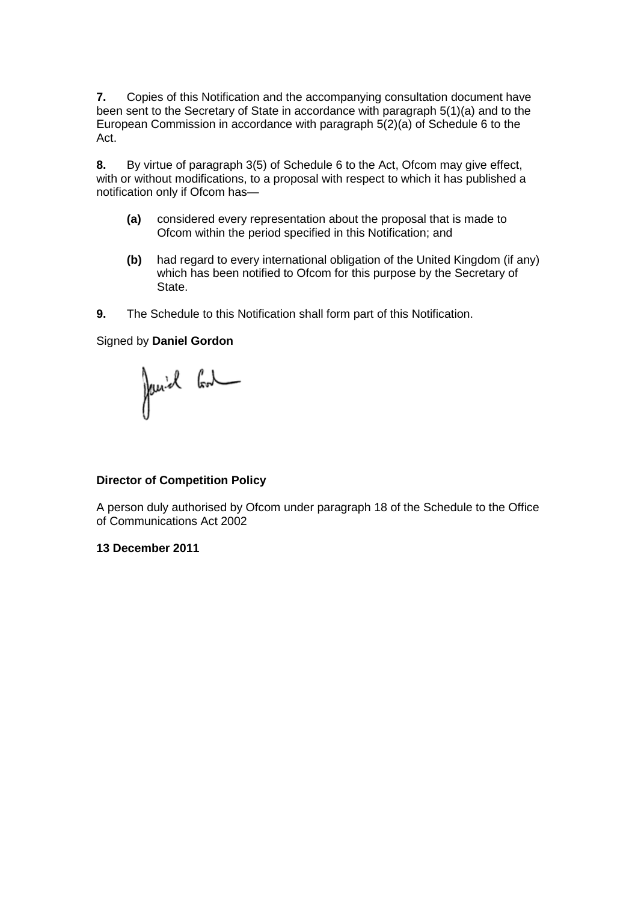**7.** Copies of this Notification and the accompanying consultation document have been sent to the Secretary of State in accordance with paragraph 5(1)(a) and to the European Commission in accordance with paragraph 5(2)(a) of Schedule 6 to the Act.

**8.** By virtue of paragraph 3(5) of Schedule 6 to the Act, Ofcom may give effect, with or without modifications, to a proposal with respect to which it has published a notification only if Ofcom has—

**(a)** considered every representation about the proposal that is made to Ofcom within the period specified in this Notification; and

**(b)** had regard to every international obligation of the United Kingdom (if any) which has been notified to Ofcom for this purpose by the Secretary of State.

**9.** The Schedule to this Notification shall form part of this Notification.

Signed by **Daniel Gordon**

**Director of Competition Policy**

A person duly authorised by Ofcom under paragraph 18 of the Schedule to the Office of Communications Act 2002

**13 December 2011**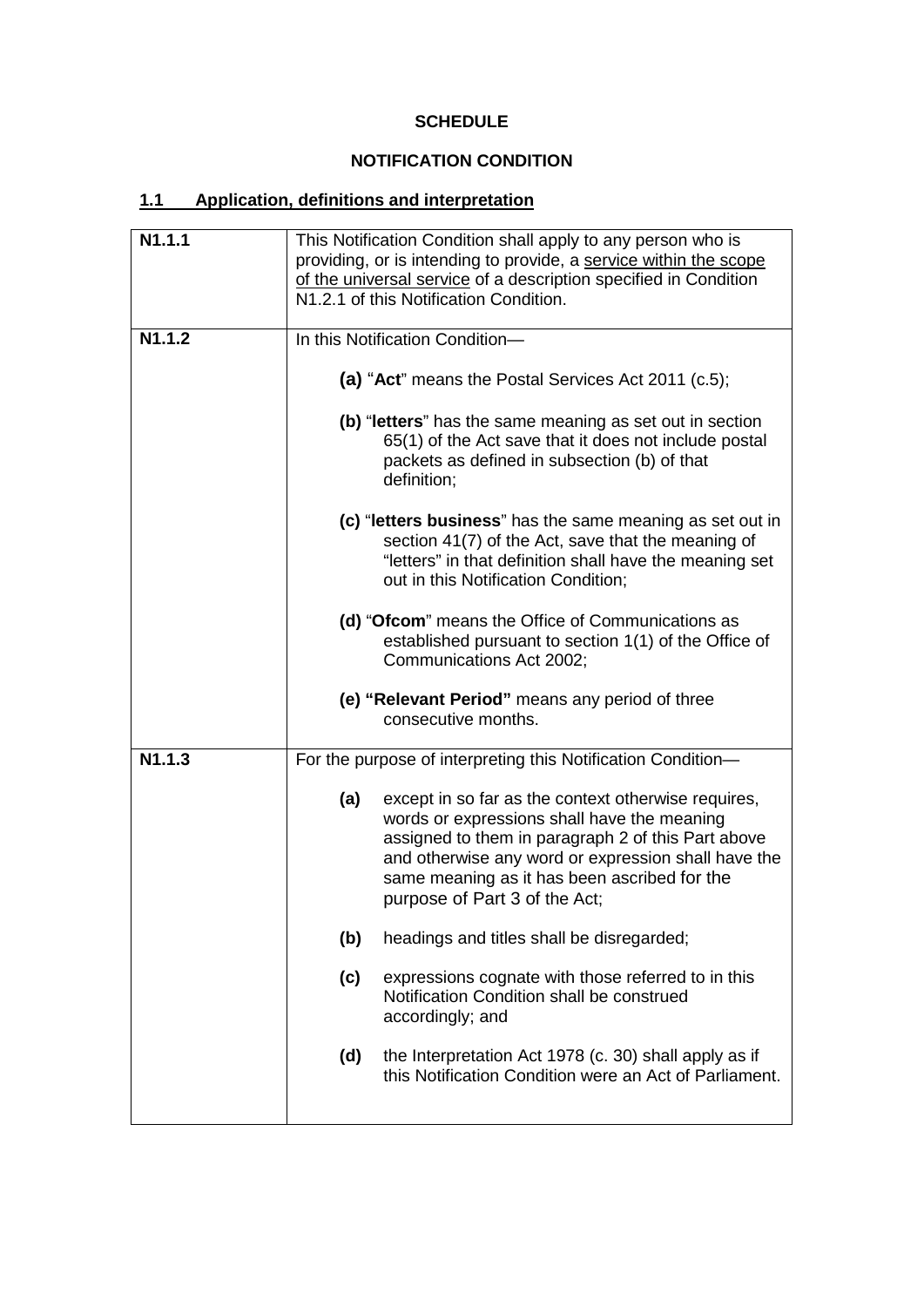**SCHEDULE**

**NOTIFICATION CONDITION**

## 1.1 Application, definitions and interpretation

| | |
|---|---|
| **N1.1.1** | This Notification Condition shall apply to any person who is providing, or is intending to provide, a service within the scope of the universal service of a description specified in Condition N1.2.1 of this Notification Condition. |
| **N1.1.2** | In this Notification Condition—<br><br>**(a)** "**Act**" means the Postal Services Act 2011 (c.5);<br><br>**(b)** "**letters**" has the same meaning as set out in section 65(1) of the Act save that it does not include postal packets as defined in subsection (b) of that definition;<br><br>**(c)** "**letters business**" has the same meaning as set out in section 41(7) of the Act, save that the meaning of "letters" in that definition shall have the meaning set out in this Notification Condition;<br><br>**(d)** "**Ofcom**" means the Office of Communications as established pursuant to section 1(1) of the Office of Communications Act 2002;<br><br>**(e) "Relevant Period"** means any period of three consecutive months. |
| **N1.1.3** | For the purpose of interpreting this Notification Condition—<br><br>**(a)** except in so far as the context otherwise requires, words or expressions shall have the meaning assigned to them in paragraph 2 of this Part above and otherwise any word or expression shall have the same meaning as it has been ascribed for the purpose of Part 3 of the Act;<br><br>**(b)** headings and titles shall be disregarded;<br><br>**(c)** expressions cognate with those referred to in this Notification Condition shall be construed accordingly; and<br><br>**(d)** the Interpretation Act 1978 (c. 30) shall apply as if this Notification Condition were an Act of Parliament. |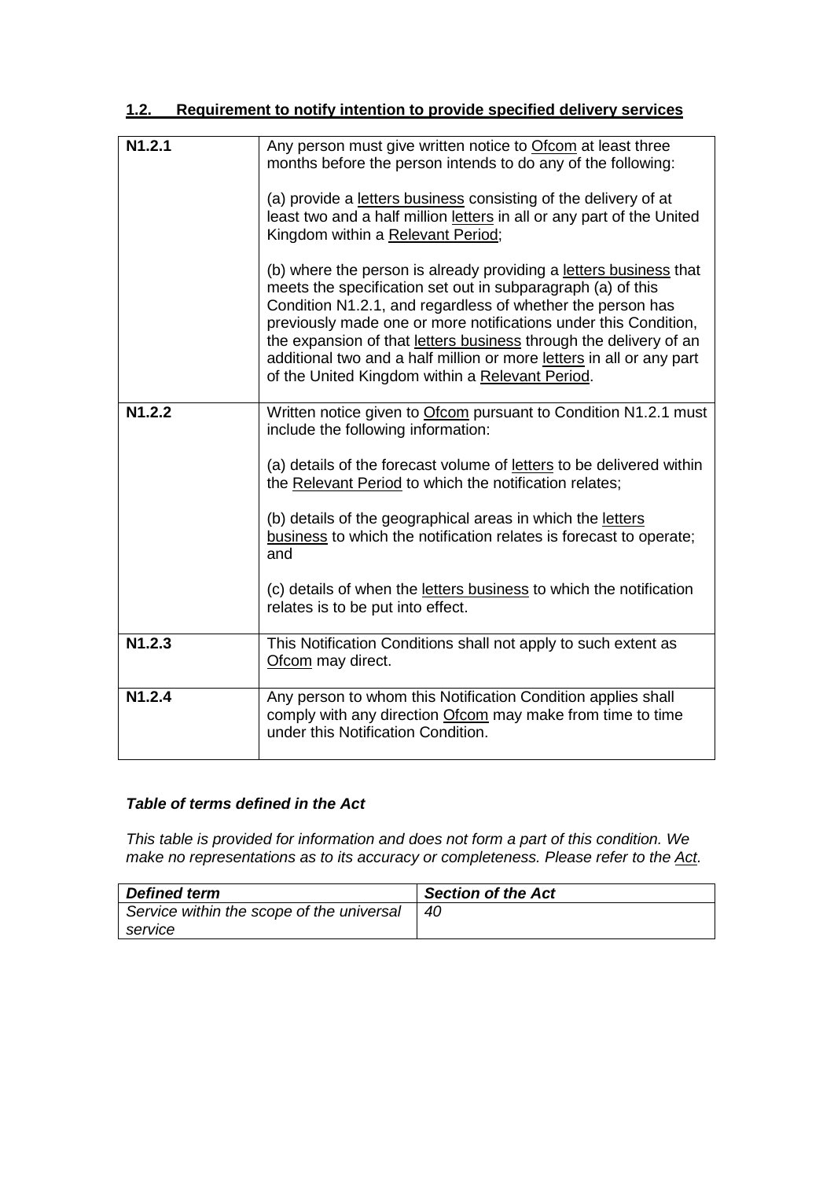## 1.2. Requirement to notify intention to provide specified delivery services

| | |
|---|---|
| **N1.2.1** | Any person must give written notice to Ofcom at least three months before the person intends to do any of the following:<br><br>(a) provide a letters business consisting of the delivery of at least two and a half million letters in all or any part of the United Kingdom within a Relevant Period;<br><br>(b) where the person is already providing a letters business that meets the specification set out in subparagraph (a) of this Condition N1.2.1, and regardless of whether the person has previously made one or more notifications under this Condition, the expansion of that letters business through the delivery of an additional two and a half million or more letters in all or any part of the United Kingdom within a Relevant Period. |
| **N1.2.2** | Written notice given to Ofcom pursuant to Condition N1.2.1 must include the following information:<br><br>(a) details of the forecast volume of letters to be delivered within the Relevant Period to which the notification relates;<br><br>(b) details of the geographical areas in which the letters business to which the notification relates is forecast to operate; and<br><br>(c) details of when the letters business to which the notification relates is to be put into effect. |
| **N1.2.3** | This Notification Conditions shall not apply to such extent as Ofcom may direct. |
| **N1.2.4** | Any person to whom this Notification Condition applies shall comply with any direction Ofcom may make from time to time under this Notification Condition. |

### *Table of terms defined in the Act*

*This table is provided for information and does not form a part of this condition. We make no representations as to its accuracy or completeness. Please refer to the Act.*

| *Defined term* | *Section of the Act* |
|---|---|
| *Service within the scope of the universal service* | *40* |